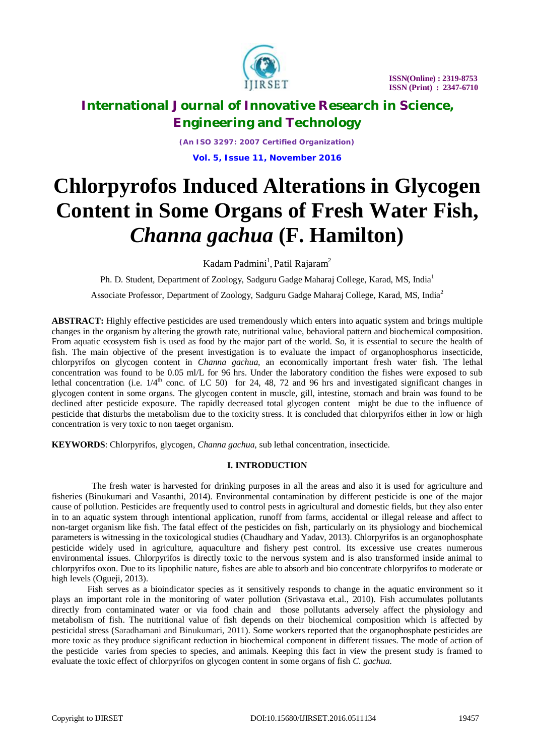# Chlorpyrofos Induced Alterations in Glycogen Content in Some Organs of Fresh Water Fish, *Channa gachua* (F. Hamilton)

Kadam Padmini[1], Patil Rajaram[2]

Ph. D. Student, Department of Zoology, Sadguru Gadge Maharaj College, Karad, MS, India[1]

Associate Professor, Department of Zoology, Sadguru Gadge Maharaj College, Karad, MS, India[2]

**ABSTRACT:** Highly effective pesticides are used tremendously which enters into aquatic system and brings multiple changes in the organism by altering the growth rate, nutritional value, behavioral pattern and biochemical composition. From aquatic ecosystem fish is used as food by the major part of the world. So, it is essential to secure the health of fish. The main objective of the present investigation is to evaluate the impact of organophosphorus insecticide, chlorpyrifos on glycogen content in *Channa gachua*, an economically important fresh water fish. The lethal concentration was found to be 0.05 ml/L for 96 hrs. Under the laboratory condition the fishes were exposed to sub lethal concentration (i.e. $1/4^{th}$ conc. of LC 50) for 24, 48, 72 and 96 hrs and investigated significant changes in glycogen content in some organs. The glycogen content in muscle, gill, intestine, stomach and brain was found to be declined after pesticide exposure. The rapidly decreased total glycogen content might be due to the influence of pesticide that disturbs the metabolism due to the toxicity stress. It is concluded that chlorpyrifos either in low or high concentration is very toxic to non taeget organism.

**KEYWORDS**: Chlorpyrifos, glycogen, *Channa gachua*, sub lethal concentration, insecticide.

## I. INTRODUCTION

The fresh water is harvested for drinking purposes in all the areas and also it is used for agriculture and fisheries (Binukumari and Vasanthi, 2014). Environmental contamination by different pesticide is one of the major cause of pollution. Pesticides are frequently used to control pests in agricultural and domestic fields, but they also enter in to an aquatic system through intentional application, runoff from farms, accidental or illegal release and affect to non-target organism like fish. The fatal effect of the pesticides on fish, particularly on its physiology and biochemical parameters is witnessing in the toxicological studies (Chaudhary and Yadav, 2013). Chlorpyrifos is an organophosphate pesticide widely used in agriculture, aquaculture and fishery pest control. Its excessive use creates numerous environmental issues. Chlorpyrifos is directly toxic to the nervous system and is also transformed inside animal to chlorpyrifos oxon. Due to its lipophilic nature, fishes are able to absorb and bio concentrate chlorpyrifos to moderate or high levels (Ogueji, 2013).

Fish serves as a bioindicator species as it sensitively responds to change in the aquatic environment so it plays an important role in the monitoring of water pollution (Srivastava et.al., 2010). Fish accumulates pollutants directly from contaminated water or via food chain and those pollutants adversely affect the physiology and metabolism of fish. The nutritional value of fish depends on their biochemical composition which is affected by pesticidal stress (Saradhamani and Binukumari, 2011). Some workers reported that the organophosphate pesticides are more toxic as they produce significant reduction in biochemical component in different tissues. The mode of action of the pesticide varies from species to species, and animals. Keeping this fact in view the present study is framed to evaluate the toxic effect of chlorpyrifos on glycogen content in some organs of fish *C. gachua.*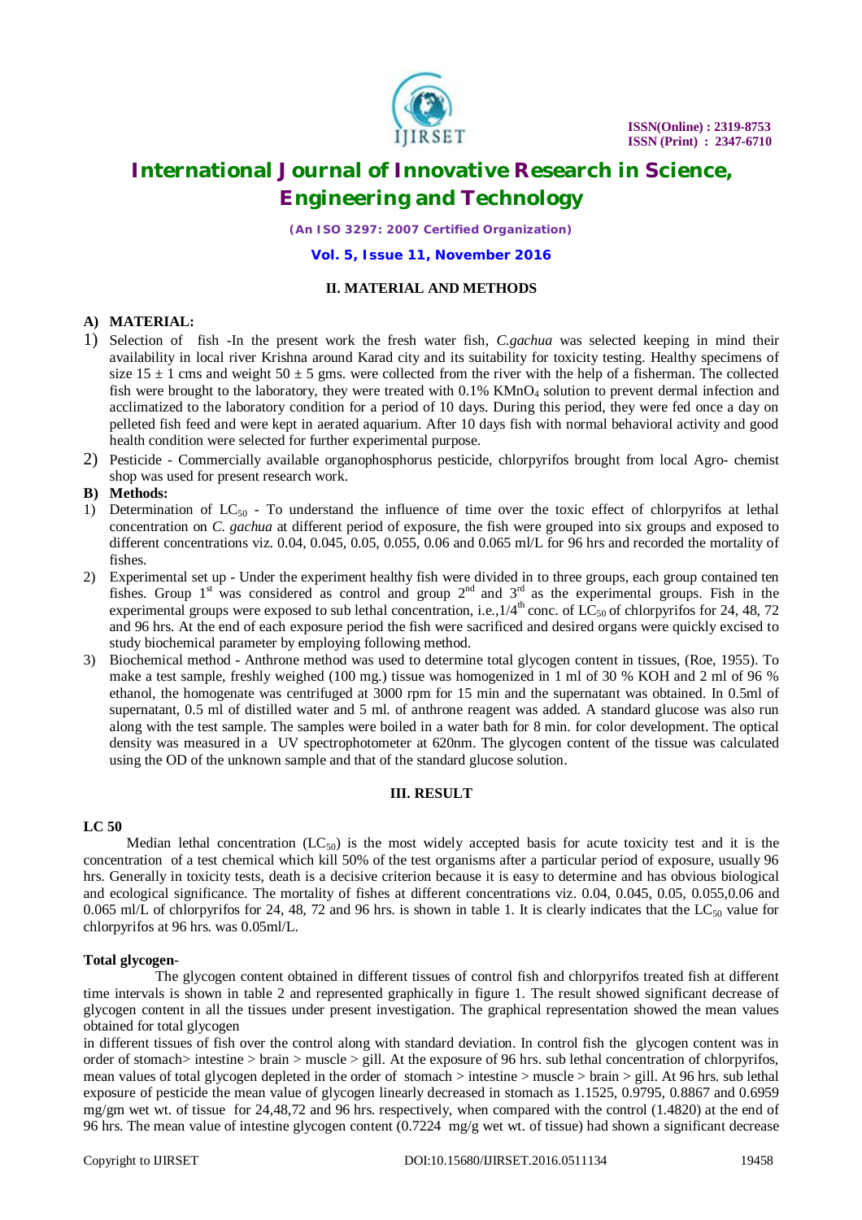## II. MATERIAL AND METHODS

### A) MATERIAL:

1) Selection of fish -In the present work the fresh water fish, *C.gachua* was selected keeping in mind their availability in local river Krishna around Karad city and its suitability for toxicity testing. Healthy specimens of size 15 ± 1 cms and weight 50 ± 5 gms. were collected from the river with the help of a fisherman. The collected fish were brought to the laboratory, they were treated with 0.1% $KMnO_4$ solution to prevent dermal infection and acclimatized to the laboratory condition for a period of 10 days. During this period, they were fed once a day on pelleted fish feed and were kept in aerated aquarium. After 10 days fish with normal behavioral activity and good health condition were selected for further experimental purpose.
2) Pesticide - Commercially available organophosphorus pesticide, chlorpyrifos brought from local Agro- chemist shop was used for present research work.

### B) Methods:

1) Determination of $LC_{50}$ - To understand the influence of time over the toxic effect of chlorpyrifos at lethal concentration on *C. gachua* at different period of exposure, the fish were grouped into six groups and exposed to different concentrations viz. 0.04, 0.045, 0.05, 0.055, 0.06 and 0.065 ml/L for 96 hrs and recorded the mortality of fishes.
2) Experimental set up - Under the experiment healthy fish were divided in to three groups, each group contained ten fishes. Group 1st was considered as control and group 2nd and 3rd as the experimental groups. Fish in the experimental groups were exposed to sub lethal concentration, i.e.,1/4th conc. of $LC_{50}$ of chlorpyrifos for 24, 48, 72 and 96 hrs. At the end of each exposure period the fish were sacrificed and desired organs were quickly excised to study biochemical parameter by employing following method.
3) Biochemical method - Anthrone method was used to determine total glycogen content in tissues, (Roe, 1955). To make a test sample, freshly weighed (100 mg.) tissue was homogenized in 1 ml of 30 % KOH and 2 ml of 96 % ethanol, the homogenate was centrifuged at 3000 rpm for 15 min and the supernatant was obtained. In 0.5ml of supernatant, 0.5 ml of distilled water and 5 ml. of anthrone reagent was added. A standard glucose was also run along with the test sample. The samples were boiled in a water bath for 8 min. for color development. The optical density was measured in a UV spectrophotometer at 620nm. The glycogen content of the tissue was calculated using the OD of the unknown sample and that of the standard glucose solution.

## III. RESULT

**LC 50**

Median lethal concentration ($LC_{50}$) is the most widely accepted basis for acute toxicity test and it is the concentration of a test chemical which kill 50% of the test organisms after a particular period of exposure, usually 96 hrs. Generally in toxicity tests, death is a decisive criterion because it is easy to determine and has obvious biological and ecological significance. The mortality of fishes at different concentrations viz. 0.04, 0.045, 0.05, 0.055,0.06 and 0.065 ml/L of chlorpyrifos for 24, 48, 72 and 96 hrs. is shown in table 1. It is clearly indicates that the $LC_{50}$ value for chlorpyrifos at 96 hrs. was 0.05ml/L.

**Total glycogen-**

The glycogen content obtained in different tissues of control fish and chlorpyrifos treated fish at different time intervals is shown in table 2 and represented graphically in figure 1. The result showed significant decrease of glycogen content in all the tissues under present investigation. The graphical representation showed the mean values obtained for total glycogen

in different tissues of fish over the control along with standard deviation. In control fish the glycogen content was in order of stomach> intestine > brain > muscle > gill. At the exposure of 96 hrs. sub lethal concentration of chlorpyrifos, mean values of total glycogen depleted in the order of stomach > intestine > muscle > brain > gill. At 96 hrs. sub lethal exposure of pesticide the mean value of glycogen linearly decreased in stomach as 1.1525, 0.9795, 0.8867 and 0.6959 mg/gm wet wt. of tissue for 24,48,72 and 96 hrs. respectively, when compared with the control (1.4820) at the end of 96 hrs. The mean value of intestine glycogen content (0.7224 mg/g wet wt. of tissue) had shown a significant decrease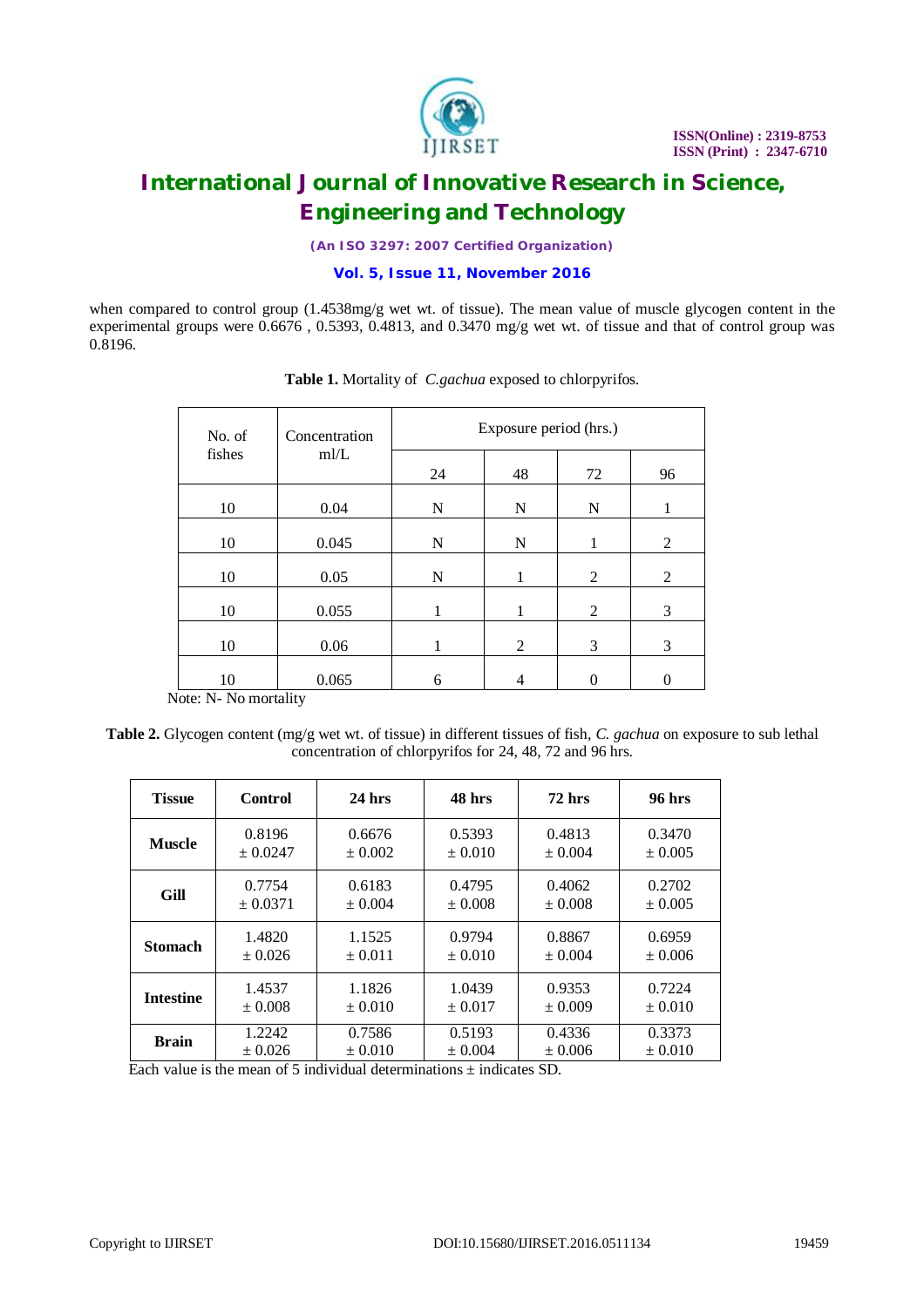when compared to control group (1.4538mg/g wet wt. of tissue). The mean value of muscle glycogen content in the experimental groups were 0.6676 , 0.5393, 0.4813, and 0.3470 mg/g wet wt. of tissue and that of control group was 0.8196.

**Table 1.** Mortality of *C.gachua* exposed to chlorpyrifos.

| No. of fishes | Concentration ml/L | Exposure period (hrs.) | | | |
|---|---|---|---|---|---|
| | | 24 | 48 | 72 | 96 |
| 10 | 0.04 | N | N | N | 1 |
| 10 | 0.045 | N | N | 1 | 2 |
| 10 | 0.05 | N | 1 | 2 | 2 |
| 10 | 0.055 | 1 | 1 | 2 | 3 |
| 10 | 0.06 | 1 | 2 | 3 | 3 |
| 10 | 0.065 | 6 | 4 | 0 | 0 |

Note: N- No mortality

**Table 2.** Glycogen content (mg/g wet wt. of tissue) in different tissues of fish, *C. gachua* on exposure to sub lethal concentration of chlorpyrifos for 24, 48, 72 and 96 hrs.

| Tissue | Control | 24 hrs | 48 hrs | 72 hrs | 96 hrs |
|---|---|---|---|---|---|
| **Muscle** | 0.8196 ± 0.0247 | 0.6676 ± 0.002 | 0.5393 ± 0.010 | 0.4813 ± 0.004 | 0.3470 ± 0.005 |
| **Gill** | 0.7754 ± 0.0371 | 0.6183 ± 0.004 | 0.4795 ± 0.008 | 0.4062 ± 0.008 | 0.2702 ± 0.005 |
| **Stomach** | 1.4820 ± 0.026 | 1.1525 ± 0.011 | 0.9794 ± 0.010 | 0.8867 ± 0.004 | 0.6959 ± 0.006 |
| **Intestine** | 1.4537 ± 0.008 | 1.1826 ± 0.010 | 1.0439 ± 0.017 | 0.9353 ± 0.009 | 0.7224 ± 0.010 |
| **Brain** | 1.2242 ± 0.026 | 0.7586 ± 0.010 | 0.5193 ± 0.004 | 0.4336 ± 0.006 | 0.3373 ± 0.010 |

Each value is the mean of 5 individual determinations ± indicates SD.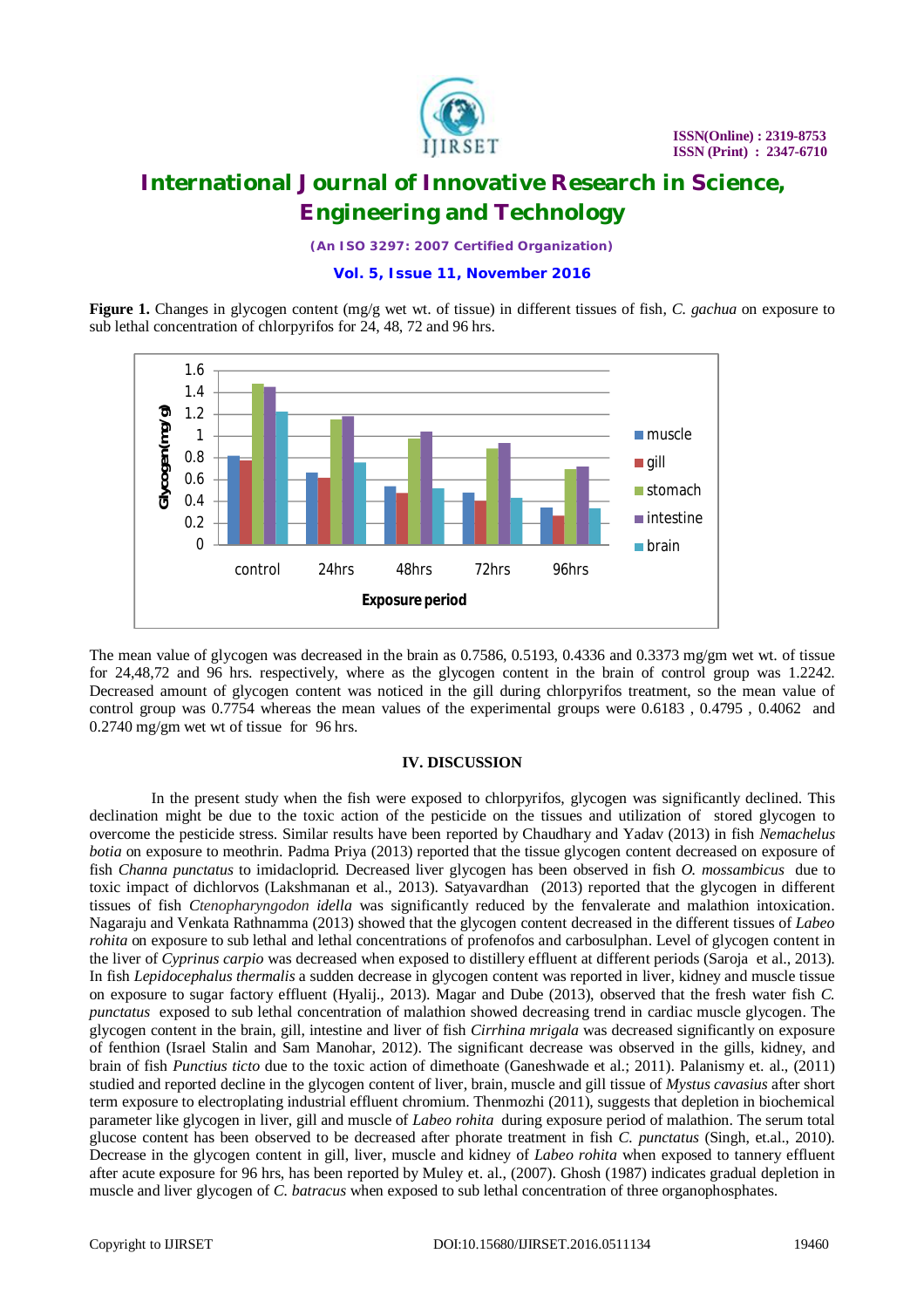**Figure 1.** Changes in glycogen content (mg/g wet wt. of tissue) in different tissues of fish, *C. gachua* on exposure to sub lethal concentration of chlorpyrifos for 24, 48, 72 and 96 hrs.

The mean value of glycogen was decreased in the brain as 0.7586, 0.5193, 0.4336 and 0.3373 mg/gm wet wt. of tissue for 24,48,72 and 96 hrs. respectively, where as the glycogen content in the brain of control group was 1.2242. Decreased amount of glycogen content was noticed in the gill during chlorpyrifos treatment, so the mean value of control group was 0.7754 whereas the mean values of the experimental groups were 0.6183 , 0.4795 , 0.4062 and 0.2740 mg/gm wet wt of tissue for 96 hrs.

## IV. DISCUSSION

In the present study when the fish were exposed to chlorpyrifos, glycogen was significantly declined. This declination might be due to the toxic action of the pesticide on the tissues and utilization of stored glycogen to overcome the pesticide stress. Similar results have been reported by Chaudhary and Yadav (2013) in fish *Nemachelus botia* on exposure to meothrin. Padma Priya (2013) reported that the tissue glycogen content decreased on exposure of fish *Channa punctatus* to imidacloprid. Decreased liver glycogen has been observed in fish *O. mossambicus* due to toxic impact of dichlorvos (Lakshmanan et al., 2013). Satyavardhan (2013) reported that the glycogen in different tissues of fish *Ctenopharyngodon idella* was significantly reduced by the fenvalerate and malathion intoxication. Nagaraju and Venkata Rathnamma (2013) showed that the glycogen content decreased in the different tissues of *Labeo rohita* on exposure to sub lethal and lethal concentrations of profenofos and carbosulphan. Level of glycogen content in the liver of *Cyprinus carpio* was decreased when exposed to distillery effluent at different periods (Saroja et al., 2013). In fish *Lepidocephalus thermalis* a sudden decrease in glycogen content was reported in liver, kidney and muscle tissue on exposure to sugar factory effluent (Hyalij., 2013). Magar and Dube (2013), observed that the fresh water fish *C. punctatus* exposed to sub lethal concentration of malathion showed decreasing trend in cardiac muscle glycogen. The glycogen content in the brain, gill, intestine and liver of fish *Cirrhina mrigala* was decreased significantly on exposure of fenthion (Israel Stalin and Sam Manohar, 2012). The significant decrease was observed in the gills, kidney, and brain of fish *Punctius ticto* due to the toxic action of dimethoate (Ganeshwade et al.; 2011). Palanismy et. al., (2011) studied and reported decline in the glycogen content of liver, brain, muscle and gill tissue of *Mystus cavasius* after short term exposure to electroplating industrial effluent chromium. Thenmozhi (2011), suggests that depletion in biochemical parameter like glycogen in liver, gill and muscle of *Labeo rohita* during exposure period of malathion. The serum total glucose content has been observed to be decreased after phorate treatment in fish *C. punctatus* (Singh, et.al., 2010). Decrease in the glycogen content in gill, liver, muscle and kidney of *Labeo rohita* when exposed to tannery effluent after acute exposure for 96 hrs, has been reported by Muley et. al., (2007). Ghosh (1987) indicates gradual depletion in muscle and liver glycogen of *C. batracus* when exposed to sub lethal concentration of three organophosphates.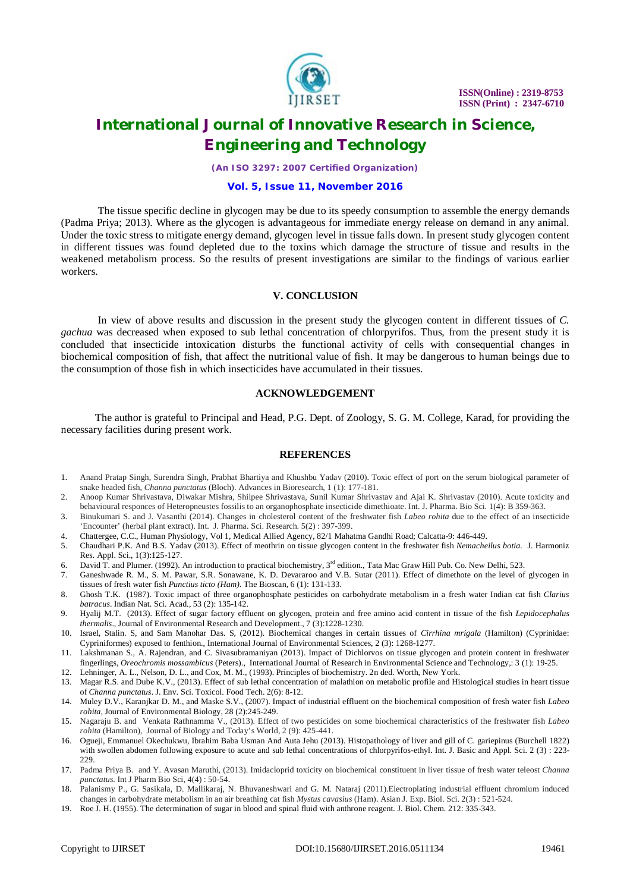The tissue specific decline in glycogen may be due to its speedy consumption to assemble the energy demands (Padma Priya; 2013). Where as the glycogen is advantageous for immediate energy release on demand in any animal. Under the toxic stress to mitigate energy demand, glycogen level in tissue falls down. In present study glycogen content in different tissues was found depleted due to the toxins which damage the structure of tissue and results in the weakened metabolism process. So the results of present investigations are similar to the findings of various earlier workers.

## V. CONCLUSION

In view of above results and discussion in the present study the glycogen content in different tissues of *C. gachua* was decreased when exposed to sub lethal concentration of chlorpyrifos. Thus, from the present study it is concluded that insecticide intoxication disturbs the functional activity of cells with consequential changes in biochemical composition of fish, that affect the nutritional value of fish. It may be dangerous to human beings due to the consumption of those fish in which insecticides have accumulated in their tissues.

## ACKNOWLEDGEMENT

The author is grateful to Principal and Head, P.G. Dept. of Zoology, S. G. M. College, Karad, for providing the necessary facilities during present work.

## REFERENCES

1. Anand Pratap Singh, Surendra Singh, Prabhat Bhartiya and Khushbu Yadav (2010). Toxic effect of port on the serum biological parameter of snake headed fish, *Channa punctatus* (Bloch). Advances in Bioresearch, 1 (1): 177-181.
2. Anoop Kumar Shrivastava, Diwakar Mishra, Shilpee Shrivastava, Sunil Kumar Shrivastav and Ajai K. Shrivastav (2010). Acute toxicity and behavioural responces of Heteropneustes fossilis to an organophosphate insecticide dimethioate. Int. J. Pharma. Bio Sci. 1(4): B 359-363.
3. Binukumari S. and J. Vasanthi (2014). Changes in cholesterol content of the freshwater fish *Labeo rohita* due to the effect of an insecticide 'Encounter' (herbal plant extract). Int. J. Pharma. Sci. Research. 5(2) : 397-399.
4. Chattergee, C.C., Human Physiology, Vol 1, Medical Allied Agency, 82/1 Mahatma Gandhi Road; Calcatta-9: 446-449.
5. Chaudhari P.K. And B.S. Yadav (2013). Effect of meothrin on tissue glycogen content in the freshwater fish *Nemacheilus botia.* J. Harmoniz Res. Appl. Sci., 1(3):125-127.
6. David T. and Plumer. (1992). An introduction to practical biochemistry, 3rd edition., Tata Mac Graw Hill Pub. Co. New Delhi, 523.
7. Ganeshwade R. M., S. M. Pawar, S.R. Sonawane, K. D. Devararoo and V.B. Sutar (2011). Effect of dimethote on the level of glycogen in tissues of fresh water fish *Punctius ticto (Ham).* The Bioscan, 6 (1): 131-133.
8. Ghosh T.K. (1987). Toxic impact of three organophosphate pesticides on carbohydrate metabolism in a fresh water Indian cat fish *Clarius batracus*. Indian Nat. Sci. Acad., 53 (2): 135-142.
9. Hyalij M.T. (2013). Effect of sugar factory effluent on glycogen, protein and free amino acid content in tissue of the fish *Lepidocephalus thermalis*., Journal of Environmental Research and Development., 7 (3):1228-1230.
10. Israel, Stalin. S, and Sam Manohar Das. S, (2012). Biochemical changes in certain tissues of *Cirrhina mrigala* (Hamilton) (Cyprinidae: Cypriniformes) exposed to fenthion., International Journal of Environmental Sciences, 2 (3): 1268-1277.
11. Lakshmanan S., A. Rajendran, and C. Sivasubramaniyan (2013). Impact of Dichlorvos on tissue glycogen and protein content in freshwater fingerlings, *Oreochromis mossambicus* (Peters)., International Journal of Research in Environmental Science and Technology,: 3 (1): 19-25.
12. Lehninger, A. L., Nelson, D. L., and Cox, M. M., (1993). Principles of biochemistry. 2n ded. Worth, New York.
13. Magar R.S. and Dube K.V., (2013). Effect of sub lethal concentration of malathion on metabolic profile and Histological studies in heart tissue of *Channa punctatus*. J. Env. Sci. Toxicol. Food Tech. 2(6): 8-12.
14. Muley D.V., Karanjkar D. M., and Maske S.V., (2007). Impact of industrial effluent on the biochemical composition of fresh water fish *Labeo rohita*, Journal of Environmental Biology, 28 (2):245-249.
15. Nagaraju B. and Venkata Rathnamma V., (2013). Effect of two pesticides on some biochemical characteristics of the freshwater fish *Labeo rohita* (Hamilton), Journal of Biology and Today's World, 2 (9): 425-441.
16. Ogueji, Emmanuel Okechukwu, Ibrahim Baba Usman And Auta Jehu (2013). Histopathology of liver and gill of C. gariepinus (Burchell 1822) with swollen abdomen following exposure to acute and sub lethal concentrations of chlorpyrifos-ethyl. Int. J. Basic and Appl. Sci. 2 (3) : 223-229.
17. Padma Priya B. and Y. Avasan Maruthi, (2013). Imidacloprid toxicity on biochemical constituent in liver tissue of fresh water teleost *Channa punctatus.* Int J Pharm Bio Sci, 4(4) : 50-54.
18. Palanismy P., G. Sasikala, D. Mallikaraj, N. Bhuvaneshwari and G. M. Nataraj (2011).Electroplating industrial effluent chromium induced changes in carbohydrate metabolism in an air breathing cat fish *Mystus cavasius* (Ham). Asian J. Exp. Biol. Sci. 2(3) : 521-524.
19. Roe J. H. (1955). The determination of sugar in blood and spinal fluid with anthrone reagent. J. Biol. Chem. 212: 335-343.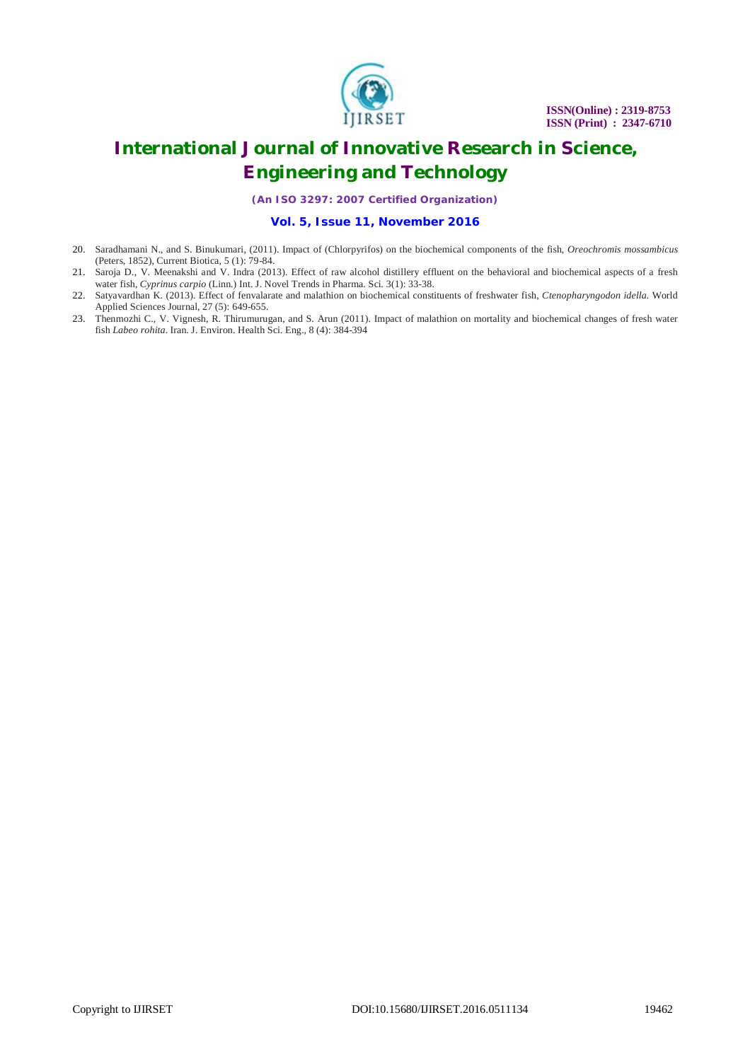20. Saradhamani N., and S. Binukumari, (2011). Impact of (Chlorpyrifos) on the biochemical components of the fish, *Oreochromis mossambicus* (Peters, 1852), Current Biotica, 5 (1): 79-84.
21. Saroja D., V. Meenakshi and V. Indra (2013). Effect of raw alcohol distillery effluent on the behavioral and biochemical aspects of a fresh water fish, *Cyprinus carpio* (Linn.) Int. J. Novel Trends in Pharma. Sci. 3(1): 33-38.
22. Satyavardhan K. (2013). Effect of fenvalarate and malathion on biochemical constituents of freshwater fish, *Ctenopharyngodon idella.* World Applied Sciences Journal, 27 (5): 649-655.
23. Thenmozhi C., V. Vignesh, R. Thirumurugan, and S. Arun (2011). Impact of malathion on mortality and biochemical changes of fresh water fish *Labeo rohita*. Iran. J. Environ. Health Sci. Eng., 8 (4): 384-394